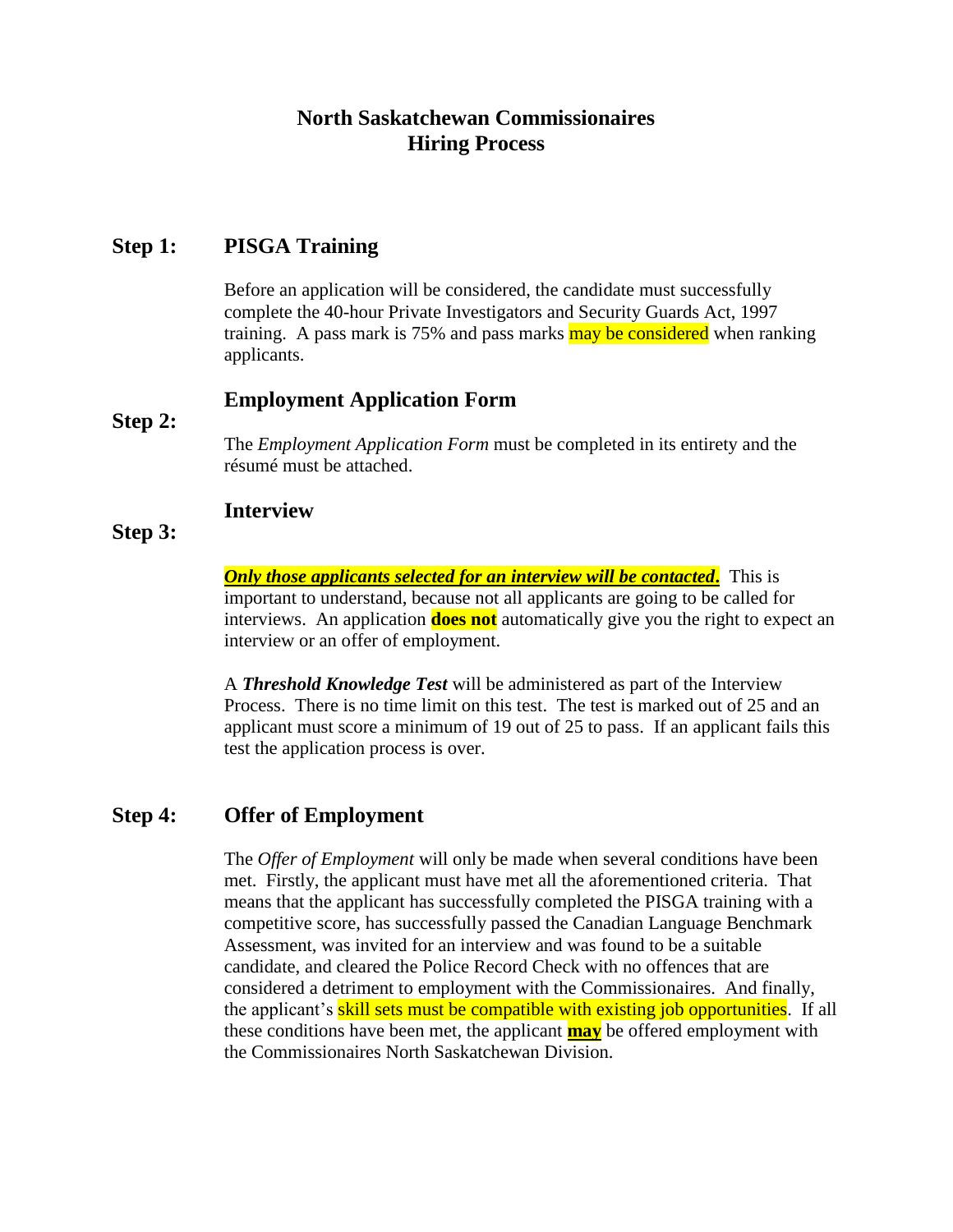# North Saskatchewan Commissionaires
# Hiring Process

## Step 1: PISGA Training

Before an application will be considered, the candidate must successfully complete the 40-hour Private Investigators and Security Guards Act, 1997 training. A pass mark is 75% and pass marks may be considered when ranking applicants.

## Step 2: Employment Application Form

The *Employment Application Form* must be completed in its entirety and the résumé must be attached.

## Step 3: Interview

***Only those applicants selected for an interview will be contacted.*** This is important to understand, because not all applicants are going to be called for interviews. An application **does not** automatically give you the right to expect an interview or an offer of employment.

A ***Threshold Knowledge Test*** will be administered as part of the Interview Process. There is no time limit on this test. The test is marked out of 25 and an applicant must score a minimum of 19 out of 25 to pass. If an applicant fails this test the application process is over.

## Step 4: Offer of Employment

The *Offer of Employment* will only be made when several conditions have been met. Firstly, the applicant must have met all the aforementioned criteria. That means that the applicant has successfully completed the PISGA training with a competitive score, has successfully passed the Canadian Language Benchmark Assessment, was invited for an interview and was found to be a suitable candidate, and cleared the Police Record Check with no offences that are considered a detriment to employment with the Commissionaires. And finally, the applicant's skill sets must be compatible with existing job opportunities. If all these conditions have been met, the applicant **may** be offered employment with the Commissionaires North Saskatchewan Division.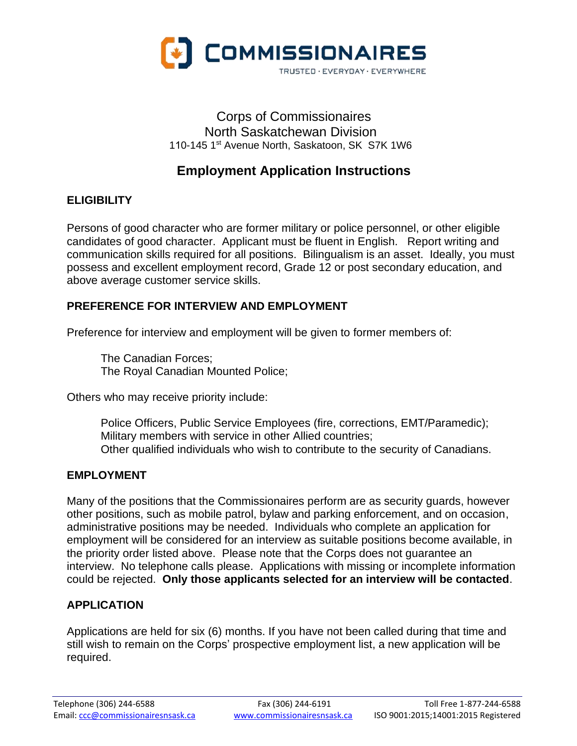COMMISSIONAIRES

TRUSTED · EVERYDAY · EVERYWHERE

Corps of Commissionaires
North Saskatchewan Division
110-145 1st Avenue North, Saskatoon, SK  S7K 1W6

# Employment Application Instructions

## ELIGIBILITY

Persons of good character who are former military or police personnel, or other eligible candidates of good character. Applicant must be fluent in English. Report writing and communication skills required for all positions. Bilingualism is an asset. Ideally, you must possess and excellent employment record, Grade 12 or post secondary education, and above average customer service skills.

## PREFERENCE FOR INTERVIEW AND EMPLOYMENT

Preference for interview and employment will be given to former members of:

The Canadian Forces;
The Royal Canadian Mounted Police;

Others who may receive priority include:

Police Officers, Public Service Employees (fire, corrections, EMT/Paramedic);
Military members with service in other Allied countries;
Other qualified individuals who wish to contribute to the security of Canadians.

## EMPLOYMENT

Many of the positions that the Commissionaires perform are as security guards, however other positions, such as mobile patrol, bylaw and parking enforcement, and on occasion, administrative positions may be needed. Individuals who complete an application for employment will be considered for an interview as suitable positions become available, in the priority order listed above. Please note that the Corps does not guarantee an interview. No telephone calls please. Applications with missing or incomplete information could be rejected. **Only those applicants selected for an interview will be contacted**.

## APPLICATION

Applications are held for six (6) months. If you have not been called during that time and still wish to remain on the Corps' prospective employment list, a new application will be required.

Telephone (306) 244-6588 | Fax (306) 244-6191 | Toll Free 1-877-244-6588
Email: ccc@commissionairesnsask.ca | www.commissionairesnsask.ca | ISO 9001:2015;14001:2015 Registered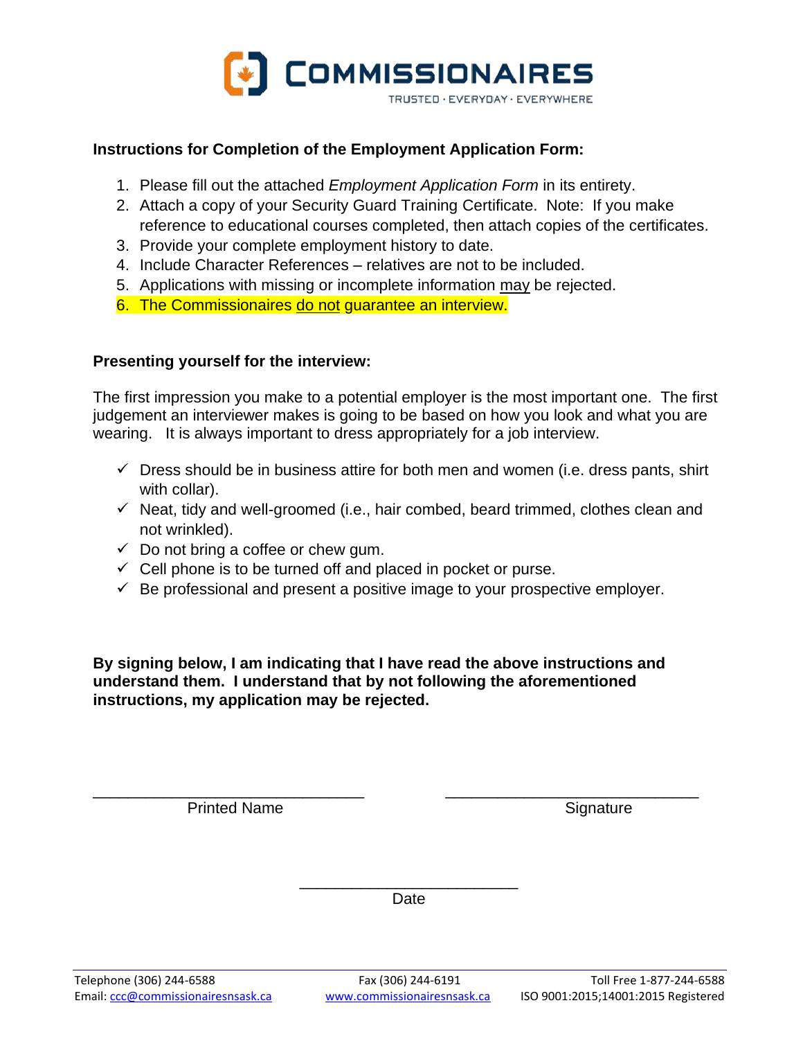# COMMISSIONAIRES

TRUSTED · EVERYDAY · EVERYWHERE

**Instructions for Completion of the Employment Application Form:**

1. Please fill out the attached *Employment Application Form* in its entirety.
2. Attach a copy of your Security Guard Training Certificate. Note: If you make reference to educational courses completed, then attach copies of the certificates.
3. Provide your complete employment history to date.
4. Include Character References – relatives are not to be included.
5. Applications with missing or incomplete information <u>may</u> be rejected.
6. The Commissionaires <u>do not</u> guarantee an interview.

**Presenting yourself for the interview:**

The first impression you make to a potential employer is the most important one. The first judgement an interviewer makes is going to be based on how you look and what you are wearing. It is always important to dress appropriately for a job interview.

- ✓ Dress should be in business attire for both men and women (i.e. dress pants, shirt with collar).
- ✓ Neat, tidy and well-groomed (i.e., hair combed, beard trimmed, clothes clean and not wrinkled).
- ✓ Do not bring a coffee or chew gum.
- ✓ Cell phone is to be turned off and placed in pocket or purse.
- ✓ Be professional and present a positive image to your prospective employer.

**By signing below, I am indicating that I have read the above instructions and understand them. I understand that by not following the aforementioned instructions, my application may be rejected.**

________________________________ Printed Name

________________________________ Signature

_________________________ Date

Telephone (306) 244-6588 | Fax (306) 244-6191 | Toll Free 1-877-244-6588
Email: ccc@commissionairesnsask.ca | www.commissionairesnsask.ca | ISO 9001:2015;14001:2015 Registered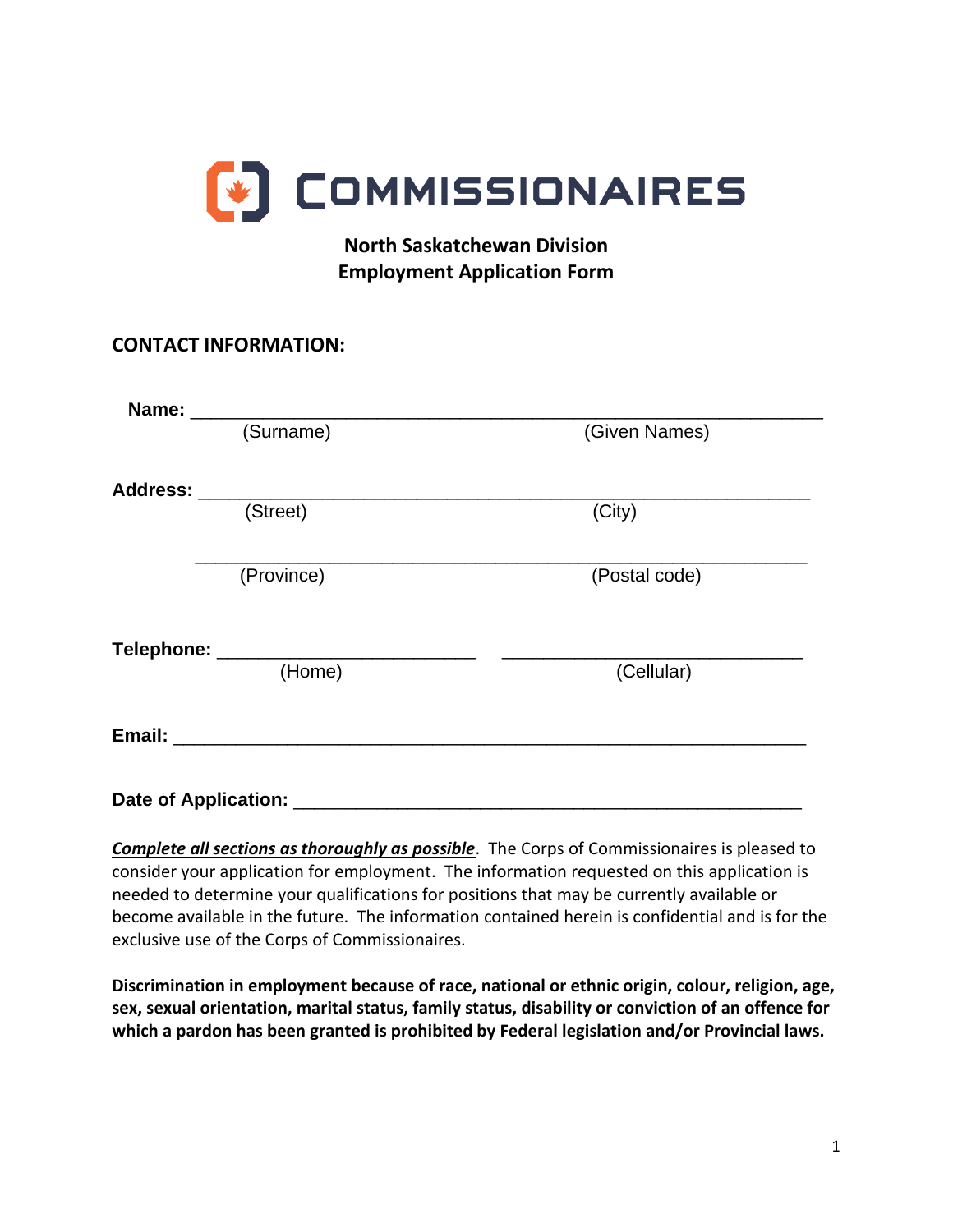# COMMISSIONAIRES

**North Saskatchewan Division**
**Employment Application Form**

## CONTACT INFORMATION:

**Name:** ______________________________________________________________
(Surname) (Given Names)

**Address:** ____________________________________________________________
(Street) (City)

____________________________________________________________
(Province) (Postal code)

**Telephone:** _________________________ ____________________________
(Home) (Cellular)

**Email:** ______________________________________________________________

**Date of Application:** _________________________________________________

***Complete all sections as thoroughly as possible***. The Corps of Commissionaires is pleased to consider your application for employment. The information requested on this application is needed to determine your qualifications for positions that may be currently available or become available in the future. The information contained herein is confidential and is for the exclusive use of the Corps of Commissionaires.

**Discrimination in employment because of race, national or ethnic origin, colour, religion, age, sex, sexual orientation, marital status, family status, disability or conviction of an offence for which a pardon has been granted is prohibited by Federal legislation and/or Provincial laws.**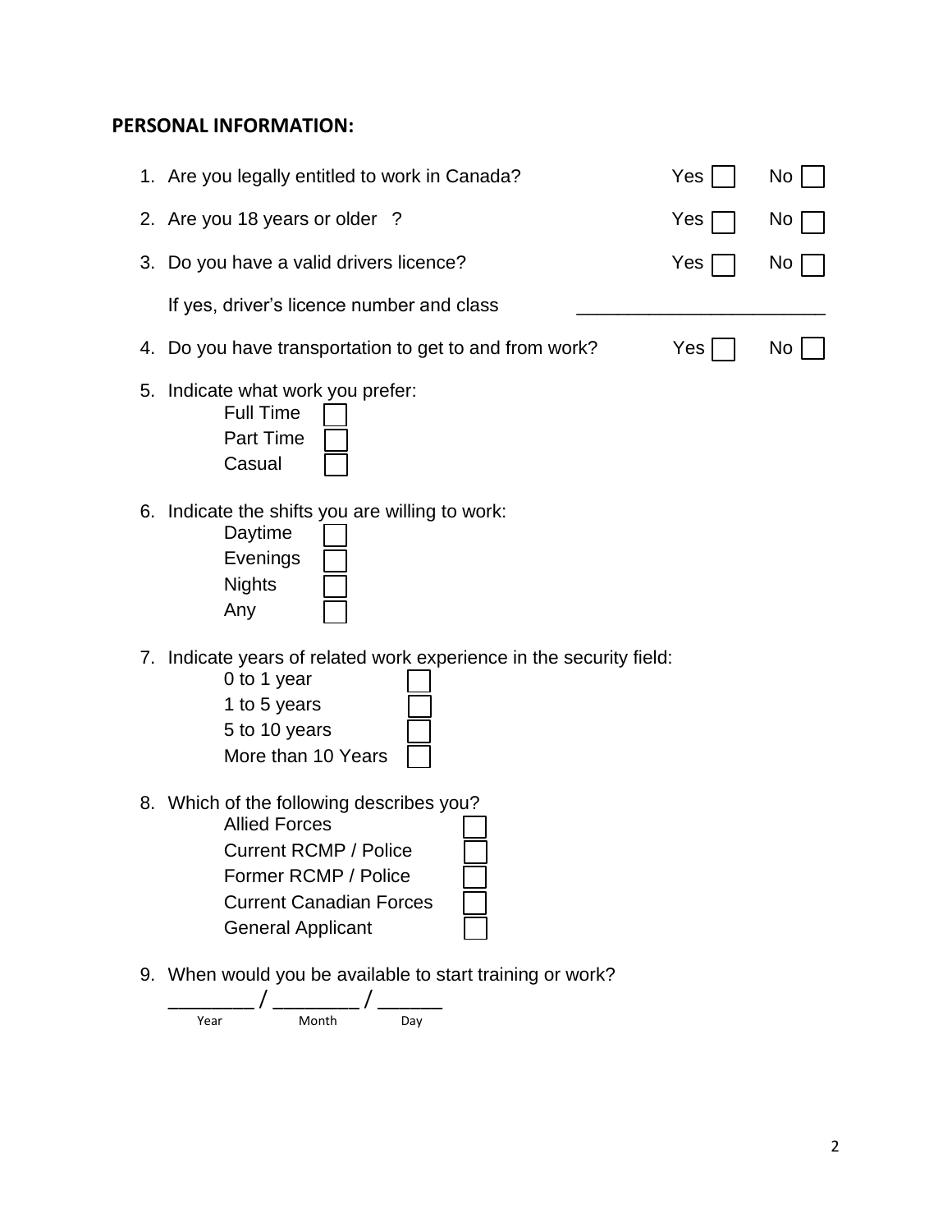## PERSONAL INFORMATION:

1. Are you legally entitled to work in Canada? Yes ☐ No ☐
2. Are you 18 years or older ? Yes ☐ No ☐
3. Do you have a valid drivers licence? Yes ☐ No ☐

   If yes, driver's licence number and class ________________________

4. Do you have transportation to get to and from work? Yes ☐ No ☐
5. Indicate what work you prefer:
   - Full Time ☐
   - Part Time ☐
   - Casual ☐
6. Indicate the shifts you are willing to work:
   - Daytime ☐
   - Evenings ☐
   - Nights ☐
   - Any ☐
7. Indicate years of related work experience in the security field:
   - 0 to 1 year ☐
   - 1 to 5 years ☐
   - 5 to 10 years ☐
   - More than 10 Years ☐
8. Which of the following describes you?
   - Allied Forces ☐
   - Current RCMP / Police ☐
   - Former RCMP / Police ☐
   - Current Canadian Forces ☐
   - General Applicant ☐
9. When would you be available to start training or work?

   ________ / ________ / ______

   Year / Month / Day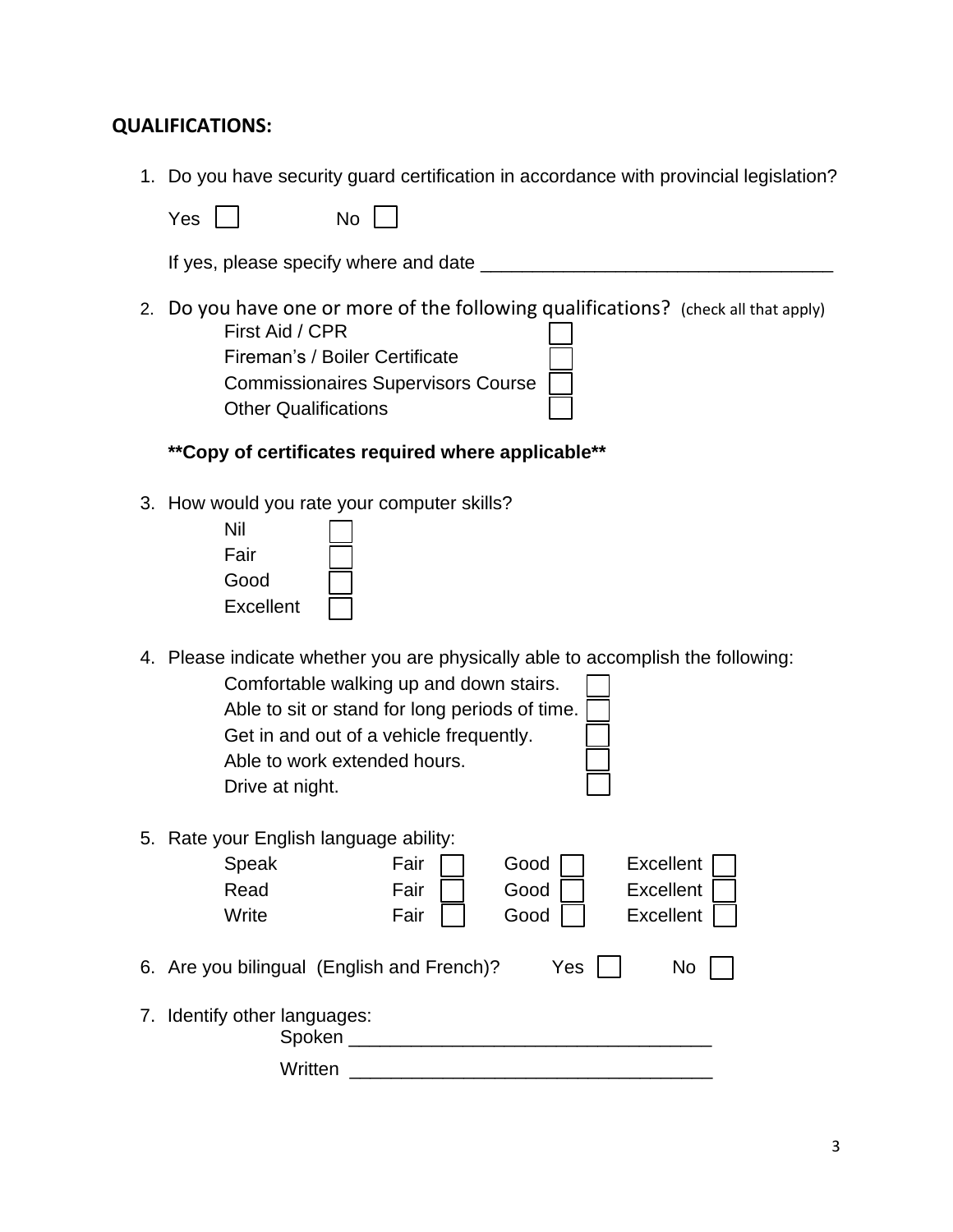## QUALIFICATIONS:

1. Do you have security guard certification in accordance with provincial legislation?

   Yes ☐ No ☐

   If yes, please specify where and date ________________________________

2. Do you have one or more of the following qualifications? (check all that apply)
   - First Aid / CPR ☐
   - Fireman's / Boiler Certificate ☐
   - Commissionaires Supervisors Course ☐
   - Other Qualifications ☐

   **\*\*Copy of certificates required where applicable\*\***

3. How would you rate your computer skills?
   - Nil ☐
   - Fair ☐
   - Good ☐
   - Excellent ☐

4. Please indicate whether you are physically able to accomplish the following:
   - Comfortable walking up and down stairs. ☐
   - Able to sit or stand for long periods of time. ☐
   - Get in and out of a vehicle frequently. ☐
   - Able to work extended hours. ☐
   - Drive at night. ☐

5. Rate your English language ability:

   | | | | |
   |---|---|---|---|
   | Speak | Fair ☐ | Good ☐ | Excellent ☐ |
   | Read | Fair ☐ | Good ☐ | Excellent ☐ |
   | Write | Fair ☐ | Good ☐ | Excellent ☐ |

6. Are you bilingual (English and French)? Yes ☐ No ☐

7. Identify other languages:

   Spoken ________________________________

   Written ________________________________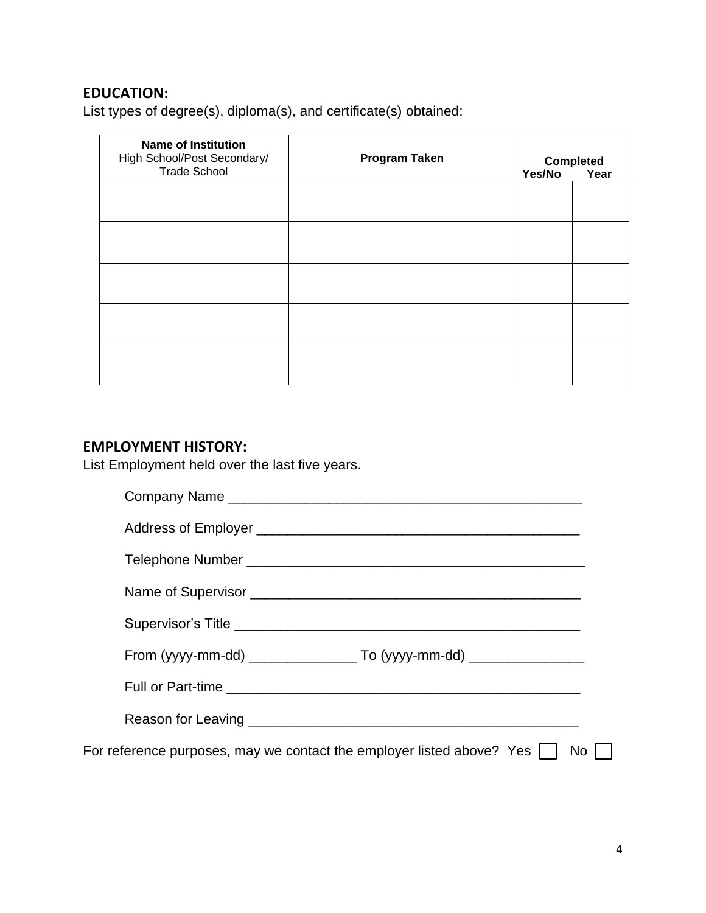## EDUCATION:

List types of degree(s), diploma(s), and certificate(s) obtained:

| **Name of Institution** High School/Post Secondary/ Trade School | **Program Taken** | **Completed** | |
|---|---|---|---|
| | | **Yes/No** | **Year** |
| | | | |
| | | | |
| | | | |
| | | | |
| | | | |

## EMPLOYMENT HISTORY:

List Employment held over the last five years.

Company Name ______________________________________________

Address of Employer __________________________________________

Telephone Number ____________________________________________

Name of Supervisor ___________________________________________

Supervisor's Title _____________________________________________

From (yyyy-mm-dd) ______________ To (yyyy-mm-dd) _______________

Full or Part-time ______________________________________________

Reason for Leaving ___________________________________________

For reference purposes, may we contact the employer listed above? Yes ☐ No ☐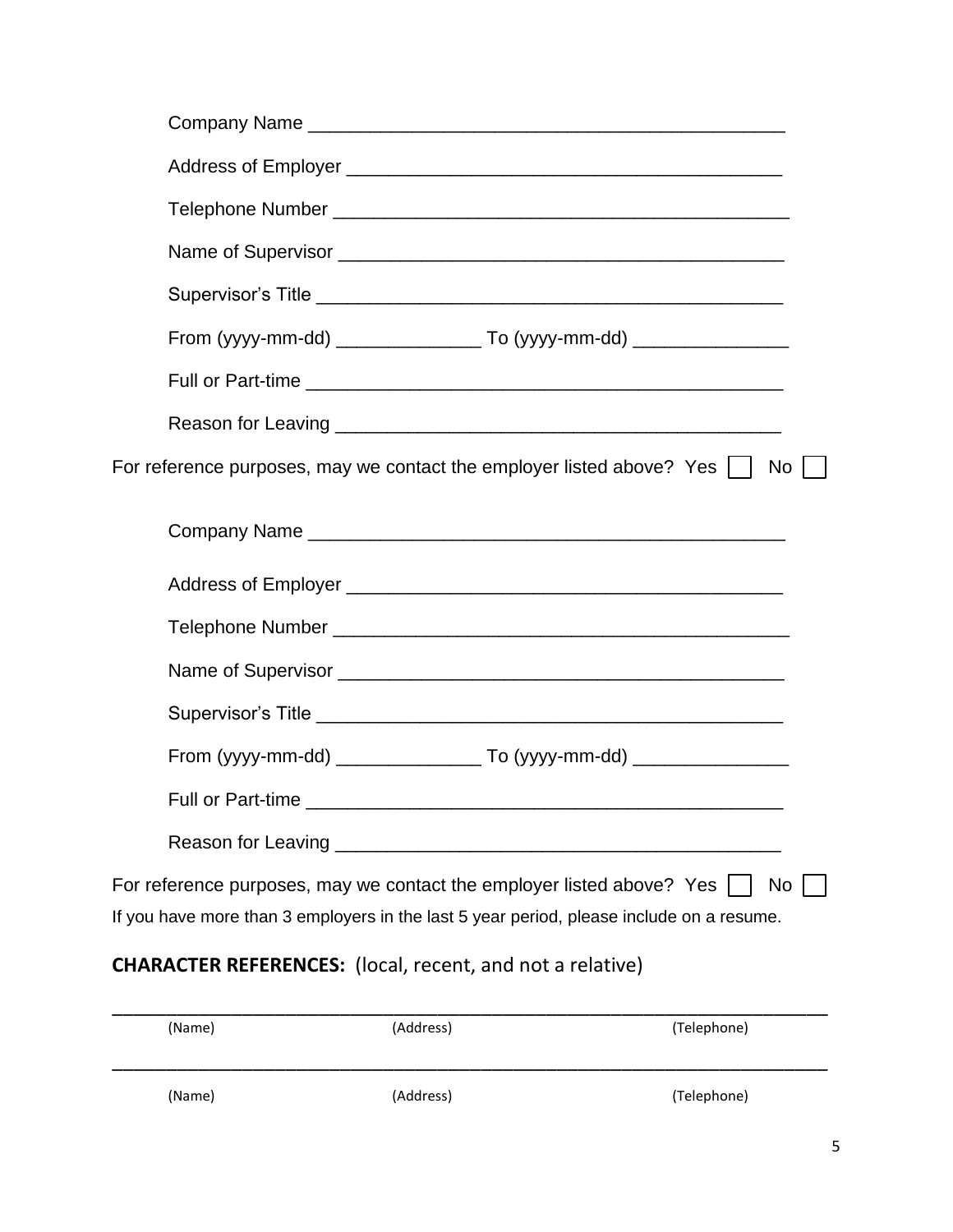Company Name ______________________________________________

Address of Employer _________________________________________

Telephone Number ___________________________________________

Name of Supervisor __________________________________________

Supervisor's Title ____________________________________________

From (yyyy-mm-dd) ______________ To (yyyy-mm-dd) _______________

Full or Part-time _____________________________________________

Reason for Leaving __________________________________________

For reference purposes, may we contact the employer listed above? Yes ☐ No ☐

Company Name ______________________________________________

Address of Employer _________________________________________

Telephone Number ___________________________________________

Name of Supervisor __________________________________________

Supervisor's Title ____________________________________________

From (yyyy-mm-dd) ______________ To (yyyy-mm-dd) _______________

Full or Part-time _____________________________________________

Reason for Leaving __________________________________________

For reference purposes, may we contact the employer listed above? Yes ☐ No ☐

If you have more than 3 employers in the last 5 year period, please include on a resume.

**CHARACTER REFERENCES:** (local, recent, and not a relative)

_______________________________________________________________________

(Name) (Address) (Telephone)

_______________________________________________________________________

(Name) (Address) (Telephone)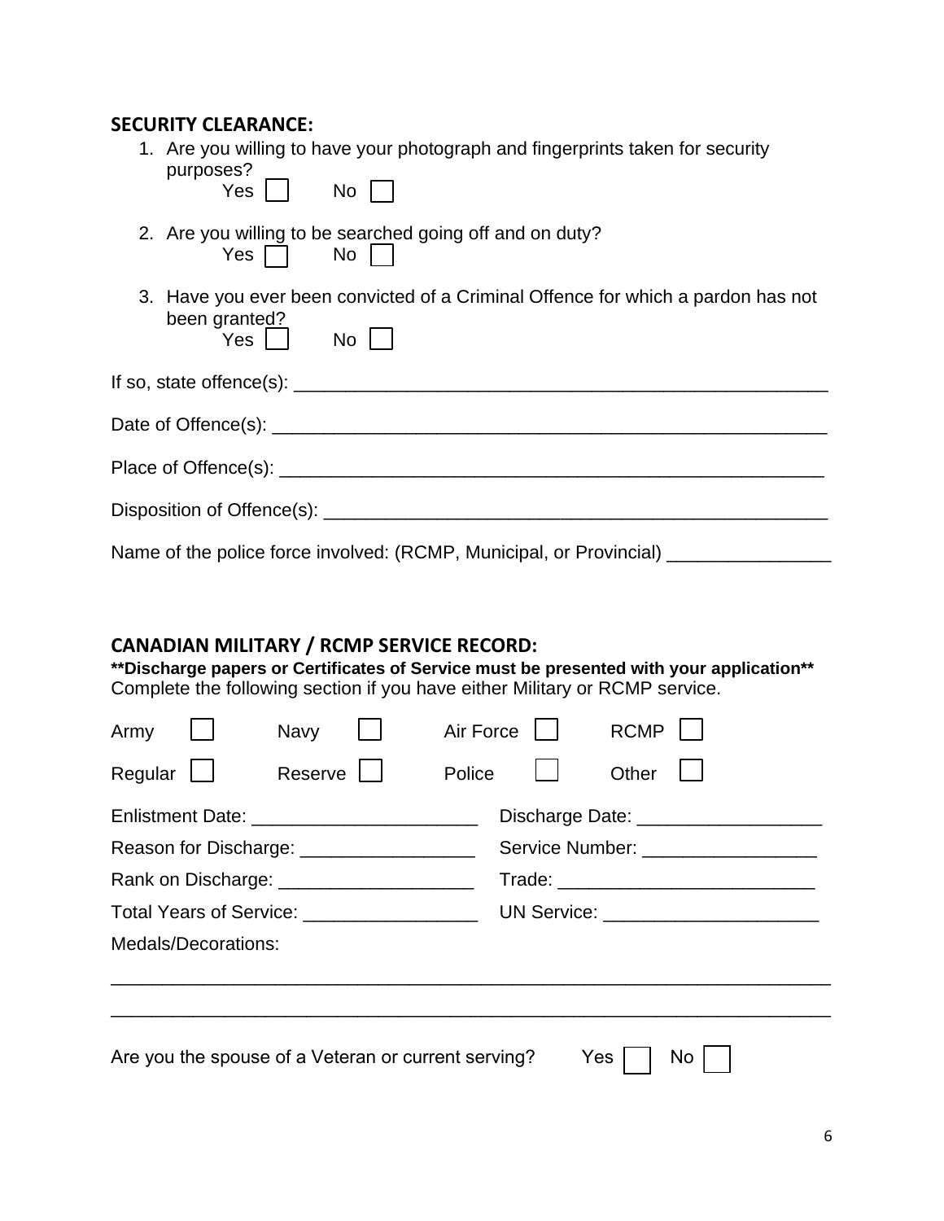## SECURITY CLEARANCE:

1. Are you willing to have your photograph and fingerprints taken for security purposes?
   Yes ☐ No ☐

2. Are you willing to be searched going off and on duty?
   Yes ☐ No ☐

3. Have you ever been convicted of a Criminal Offence for which a pardon has not been granted?
   Yes ☐ No ☐

If so, state offence(s): ____________________________________________________

Date of Offence(s): ____________________________________________________

Place of Offence(s): ____________________________________________________

Disposition of Offence(s): ____________________________________________________

Name of the police force involved: (RCMP, Municipal, or Provincial) ________________

## CANADIAN MILITARY / RCMP SERVICE RECORD:

****Discharge papers or Certificates of Service must be presented with your application****
Complete the following section if you have either Military or RCMP service.

Army ☐ Navy ☐ Air Force ☐ RCMP ☐

Regular ☐ Reserve ☐ Police ☐ Other ☐

Enlistment Date: ______________________ Discharge Date: __________________

Reason for Discharge: _________________ Service Number: _________________

Rank on Discharge: ___________________ Trade: _________________________

Total Years of Service: _________________ UN Service: _____________________

Medals/Decorations:

______________________________________________________________________

______________________________________________________________________

Are you the spouse of a Veteran or current serving? Yes ☐ No ☐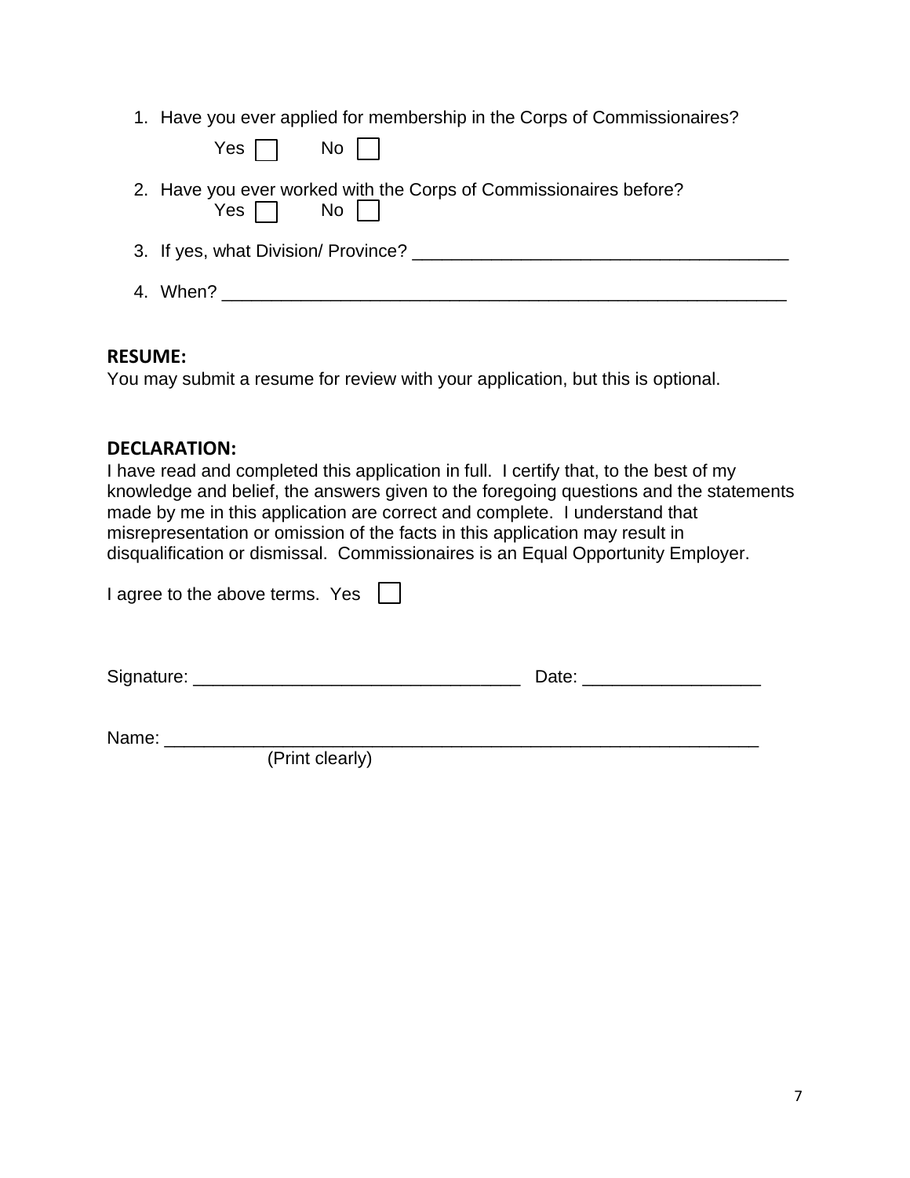1. Have you ever applied for membership in the Corps of Commissionaires?

   Yes ☐ No ☐

2. Have you ever worked with the Corps of Commissionaires before?

   Yes ☐ No ☐

3. If yes, what Division/ Province? ______________________________________

4. When? ____________________________________________________________

## RESUME:

You may submit a resume for review with your application, but this is optional.

## DECLARATION:

I have read and completed this application in full. I certify that, to the best of my knowledge and belief, the answers given to the foregoing questions and the statements made by me in this application are correct and complete. I understand that misrepresentation or omission of the facts in this application may result in disqualification or dismissal. Commissionaires is an Equal Opportunity Employer.

I agree to the above terms. Yes ☐

Signature: _________________________________ Date: _________________

Name: ____________________________________________________________

(Print clearly)